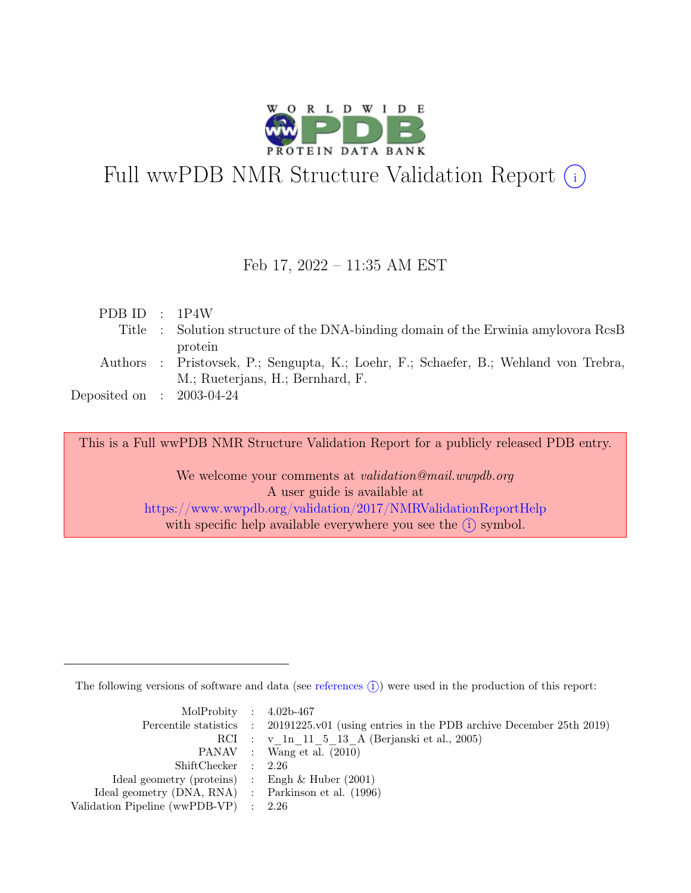# Full wwPDB NMR Structure Validation Report (i)

Feb 17, 2022 – 11:35 AM EST

| | | |
|---|---|---|
| PDB ID | : | 1P4W |
| Title | : | Solution structure of the DNA-binding domain of the Erwinia amylovora RcsB protein |
| Authors | : | Pristovsek, P.; Sengupta, K.; Loehr, F.; Schaefer, B.; Wehland von Trebra, M.; Rueterjans, H.; Bernhard, F. |
| Deposited on | : | 2003-04-24 |

This is a Full wwPDB NMR Structure Validation Report for a publicly released PDB entry.

We welcome your comments at *validation@mail.wwpdb.org*
A user guide is available at
https://www.wwpdb.org/validation/2017/NMRValidationReportHelp
with specific help available everywhere you see the (i) symbol.

The following versions of software and data (see references (i)) were used in the production of this report:

| | | |
|---|---|---|
| MolProbity | : | 4.02b-467 |
| Percentile statistics | : | 20191225.v01 (using entries in the PDB archive December 25th 2019) |
| RCI | : | v_1n_11_5_13_A (Berjanski et al., 2005) |
| PANAV | : | Wang et al. (2010) |
| ShiftChecker | : | 2.26 |
| Ideal geometry (proteins) | : | Engh & Huber (2001) |
| Ideal geometry (DNA, RNA) | : | Parkinson et al. (1996) |
| Validation Pipeline (wwPDB-VP) | : | 2.26 |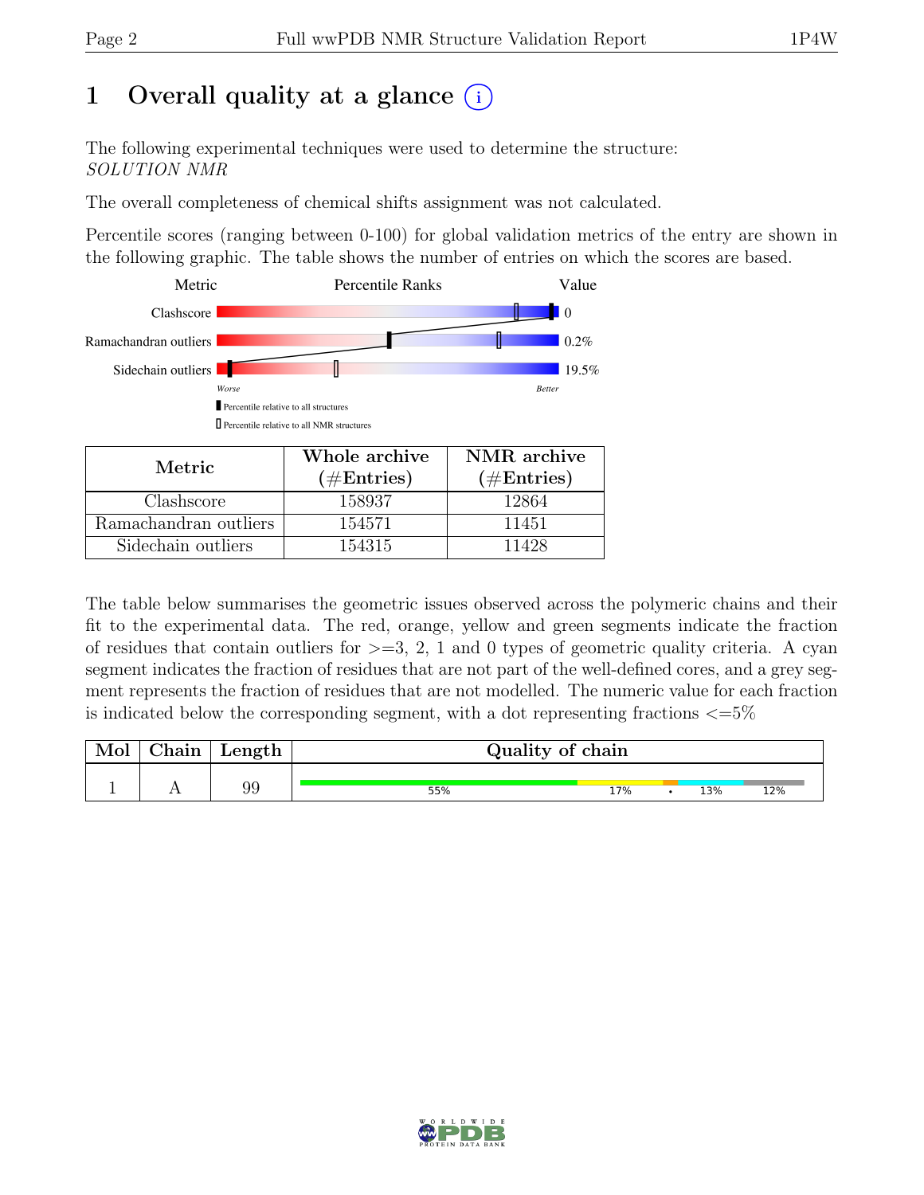# 1 Overall quality at a glance (i)

The following experimental techniques were used to determine the structure:
*SOLUTION NMR*

The overall completeness of chemical shifts assignment was not calculated.

Percentile scores (ranging between 0-100) for global validation metrics of the entry are shown in the following graphic. The table shows the number of entries on which the scores are based.

| Metric | Value |
|---|---|
| Clashscore | 0 |
| Ramachandran outliers | 0.2% |
| Sidechain outliers | 19.5% |

Worse — Better

▮ Percentile relative to all structures

▯ Percentile relative to all NMR structures

| Metric | Whole archive (#Entries) | NMR archive (#Entries) |
|---|---|---|
| Clashscore | 158937 | 12864 |
| Ramachandran outliers | 154571 | 11451 |
| Sidechain outliers | 154315 | 11428 |

The table below summarises the geometric issues observed across the polymeric chains and their fit to the experimental data. The red, orange, yellow and green segments indicate the fraction of residues that contain outliers for >=3, 2, 1 and 0 types of geometric quality criteria. A cyan segment indicates the fraction of residues that are not part of the well-defined cores, and a grey segment represents the fraction of residues that are not modelled. The numeric value for each fraction is indicated below the corresponding segment, with a dot representing fractions <=5%

| Mol | Chain | Length | Quality of chain |
|---|---|---|---|
| 1 | A | 99 | 55% · 17% · • · 13% · 12% |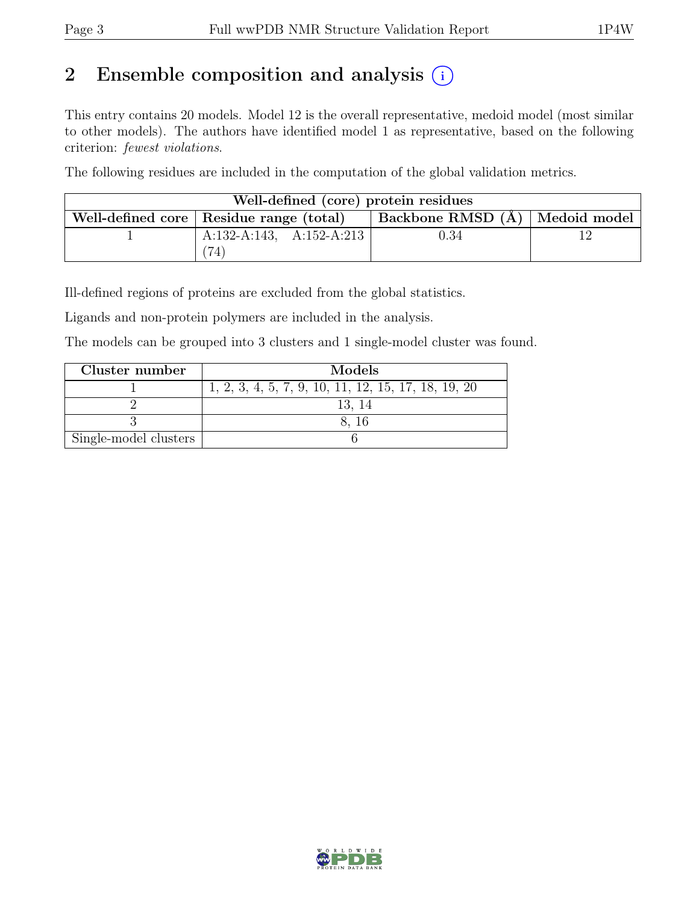## 2 Ensemble composition and analysis

This entry contains 20 models. Model 12 is the overall representative, medoid model (most similar to other models). The authors have identified model 1 as representative, based on the following criterion: *fewest violations*.

The following residues are included in the computation of the global validation metrics.

| Well-defined (core) protein residues | | | |
|---|---|---|---|
| Well-defined core | Residue range (total) | Backbone RMSD (Å) | Medoid model |
| 1 | A:132-A:143, A:152-A:213 (74) | 0.34 | 12 |

Ill-defined regions of proteins are excluded from the global statistics.

Ligands and non-protein polymers are included in the analysis.

The models can be grouped into 3 clusters and 1 single-model cluster was found.

| Cluster number | Models |
|---|---|
| 1 | 1, 2, 3, 4, 5, 7, 9, 10, 11, 12, 15, 17, 18, 19, 20 |
| 2 | 13, 14 |
| 3 | 8, 16 |
| Single-model clusters | 6 |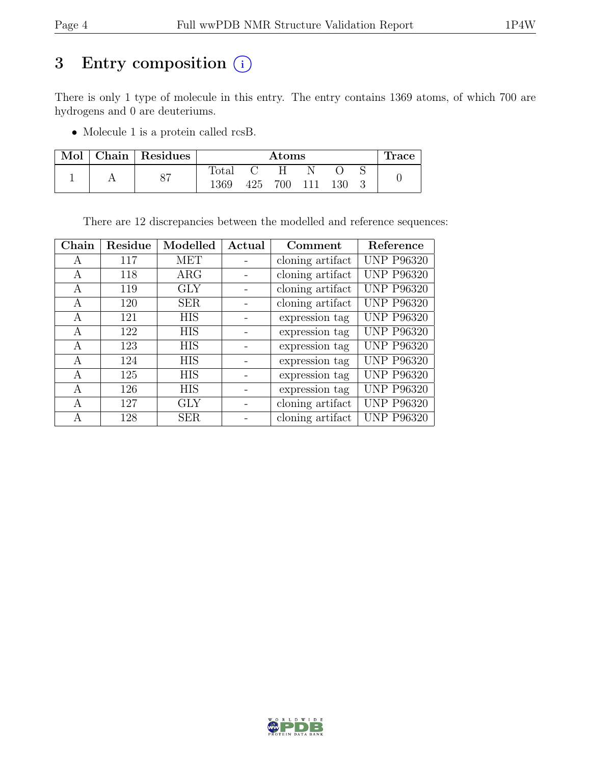# 3 Entry composition (i)

There is only 1 type of molecule in this entry. The entry contains 1369 atoms, of which 700 are hydrogens and 0 are deuteriums.

- Molecule 1 is a protein called rcsB.

| Mol | Chain | Residues | Atoms | | | | | | Trace |
|---|---|---|---|---|---|---|---|---|---|
| | | | Total | C | H | N | O | S | |
| 1 | A | 87 | 1369 | 425 | 700 | 111 | 130 | 3 | 0 |

There are 12 discrepancies between the modelled and reference sequences:

| Chain | Residue | Modelled | Actual | Comment | Reference |
|---|---|---|---|---|---|
| A | 117 | MET | - | cloning artifact | UNP P96320 |
| A | 118 | ARG | - | cloning artifact | UNP P96320 |
| A | 119 | GLY | - | cloning artifact | UNP P96320 |
| A | 120 | SER | - | cloning artifact | UNP P96320 |
| A | 121 | HIS | - | expression tag | UNP P96320 |
| A | 122 | HIS | - | expression tag | UNP P96320 |
| A | 123 | HIS | - | expression tag | UNP P96320 |
| A | 124 | HIS | - | expression tag | UNP P96320 |
| A | 125 | HIS | - | expression tag | UNP P96320 |
| A | 126 | HIS | - | expression tag | UNP P96320 |
| A | 127 | GLY | - | cloning artifact | UNP P96320 |
| A | 128 | SER | - | cloning artifact | UNP P96320 |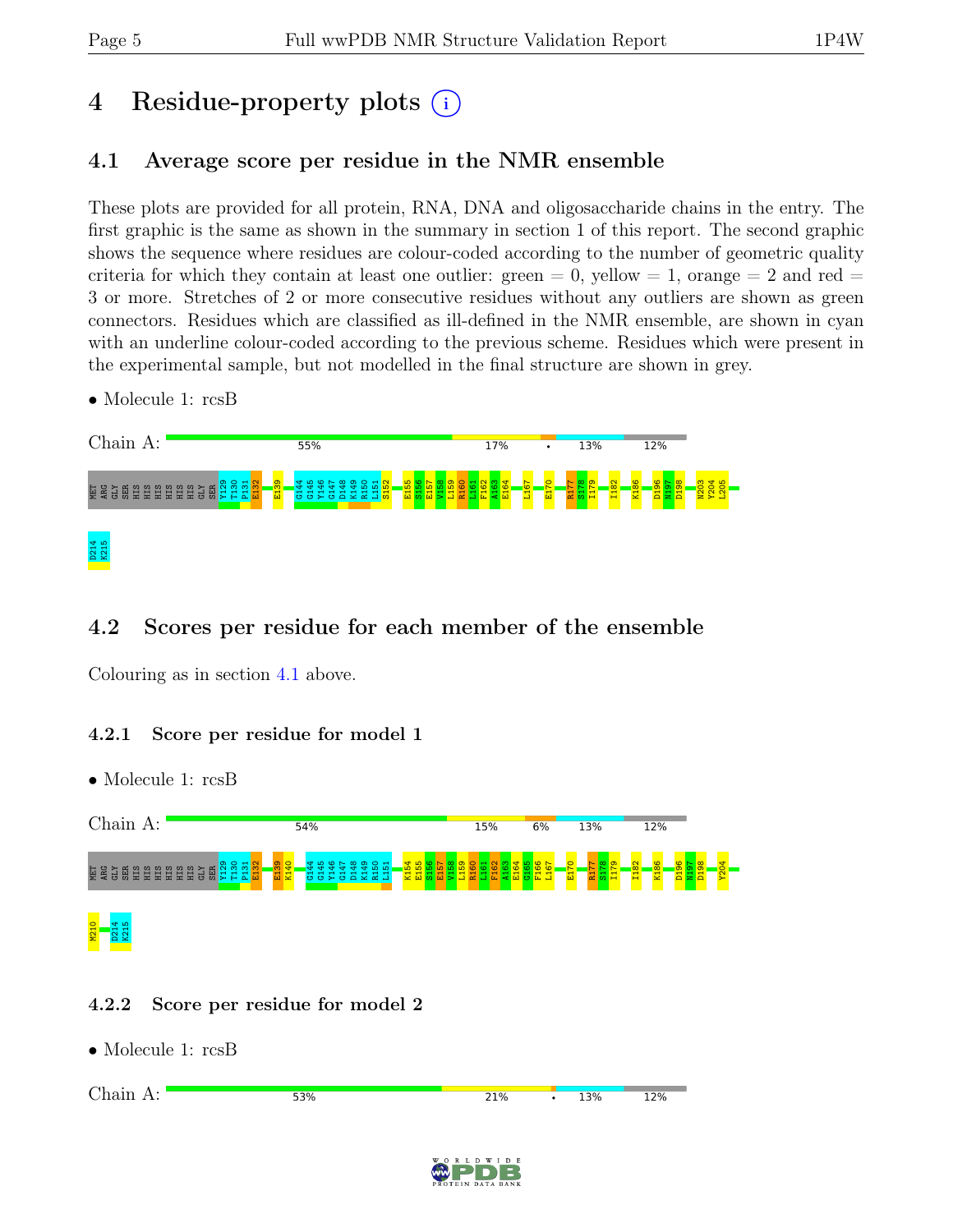# 4 Residue-property plots

## 4.1 Average score per residue in the NMR ensemble

These plots are provided for all protein, RNA, DNA and oligosaccharide chains in the entry. The first graphic is the same as shown in the summary in section 1 of this report. The second graphic shows the sequence where residues are colour-coded according to the number of geometric quality criteria for which they contain at least one outlier: green = 0, yellow = 1, orange = 2 and red = 3 or more. Stretches of 2 or more consecutive residues without any outliers are shown as green connectors. Residues which are classified as ill-defined in the NMR ensemble, are shown in cyan with an underline colour-coded according to the previous scheme. Residues which were present in the experimental sample, but not modelled in the final structure are shown in grey.

- Molecule 1: rcsB

Chain A: 55% 17% • 13% 12%

MET ARG GLY SER HIS HIS HIS HIS HIS HIS GLY SER Y129 T130 P131 E132 E139 G144 G145 Y146 G147 D148 K149 R150 L151 S152 E155 S156 E157 V158 L159 R160 L161 F162 A163 E164 L167 E170 R177 S178 I179 I182 K186 D196 N197 D198 N203 Y204 L205 D214 K215

## 4.2 Scores per residue for each member of the ensemble

Colouring as in section 4.1 above.

### 4.2.1 Score per residue for model 1

- Molecule 1: rcsB

Chain A: 54% 15% 6% 13% 12%

MET ARG GLY SER HIS HIS HIS HIS HIS HIS GLY SER Y129 T130 P131 E132 E139 K140 G144 G145 Y146 G147 D148 K149 R150 L151 K154 E155 S156 E157 V158 L159 R160 L161 F162 A163 E164 G165 F166 L167 E170 R177 S178 I179 I182 K186 D196 N197 D198 Y204 M210 D214 K215

### 4.2.2 Score per residue for model 2

- Molecule 1: rcsB

Chain A: 53% 21% • 13% 12%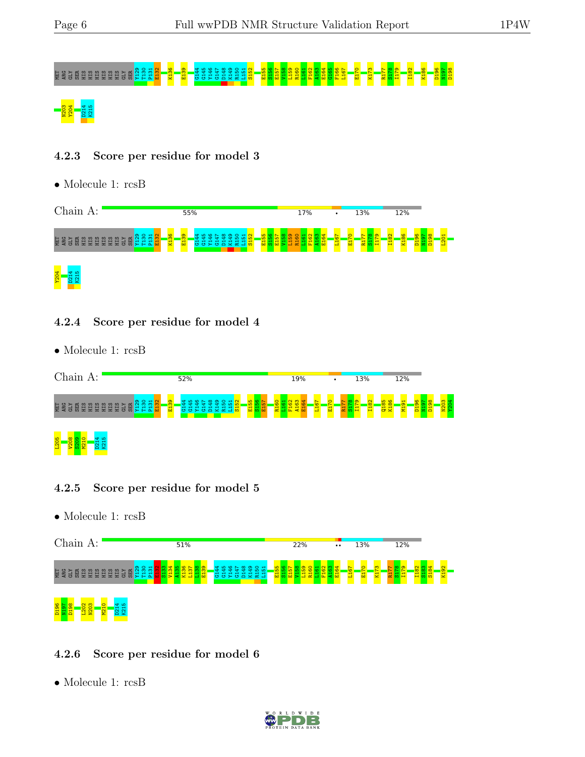MET ARG GLY SER HIS HIS HIS HIS HIS HIS GLY SER Y129 T130 P131 E132 K136 E139 G144 G145 Y146 G147 D148 K149 R150 L151 S152 E155 S156 E157 V158 L159 R160 L161 F162 A163 E164 G165 F166 L167 E170 K173 R177 S178 I179 I182 K186 D196 N197 D198 N203 Y204 D214 K215

### 4.2.3 Score per residue for model 3

- Molecule 1: rcsB

Chain A: 55% 17% • 13% 12%

MET ARG GLY SER HIS HIS HIS HIS HIS HIS GLY SER Y129 T130 P131 E132 K136 E139 G144 G145 Y146 G147 D148 K149 R150 L151 S152 E155 S156 E157 V158 L159 R160 L161 F162 A163 E164 G165 F166 L167 E170 R177 S178 I179 I182 K186 D196 N197 D198 L201 Y204 D214 K215

### 4.2.4 Score per residue for model 4

- Molecule 1: rcsB

Chain A: 52% 19% • 13% 12%

MET ARG GLY SER HIS HIS HIS HIS HIS HIS GLY SER Y129 T130 P131 E132 E139 G144 G145 Y146 G147 D148 K149 R150 L151 S152 E155 S156 E157 R160 L161 F162 A163 E164 L167 E170 R177 S178 I179 I182 Q185 K186 M191 D196 N197 D198 N203 Y204 L205 V208 S209 M210 D214 K215

### 4.2.5 Score per residue for model 5

- Molecule 1: rcsB

Chain A: 51% 22% •• 13% 12%

MET ARG GLY SER HIS HIS HIS HIS HIS HIS GLY SER Y129 T130 P131 E132 S133 V134 A135 K136 L137 L138 E139 G144 G145 Y146 G147 D148 K149 R150 L151 E155 S156 E157 V158 L159 R160 L161 F162 A163 E164 L167 E170 K173 R177 S178 I179 I182 S183 S184 K192 D196 N197 D198 L202 N203 M210 D214 K215

### 4.2.6 Score per residue for model 6

- Molecule 1: rcsB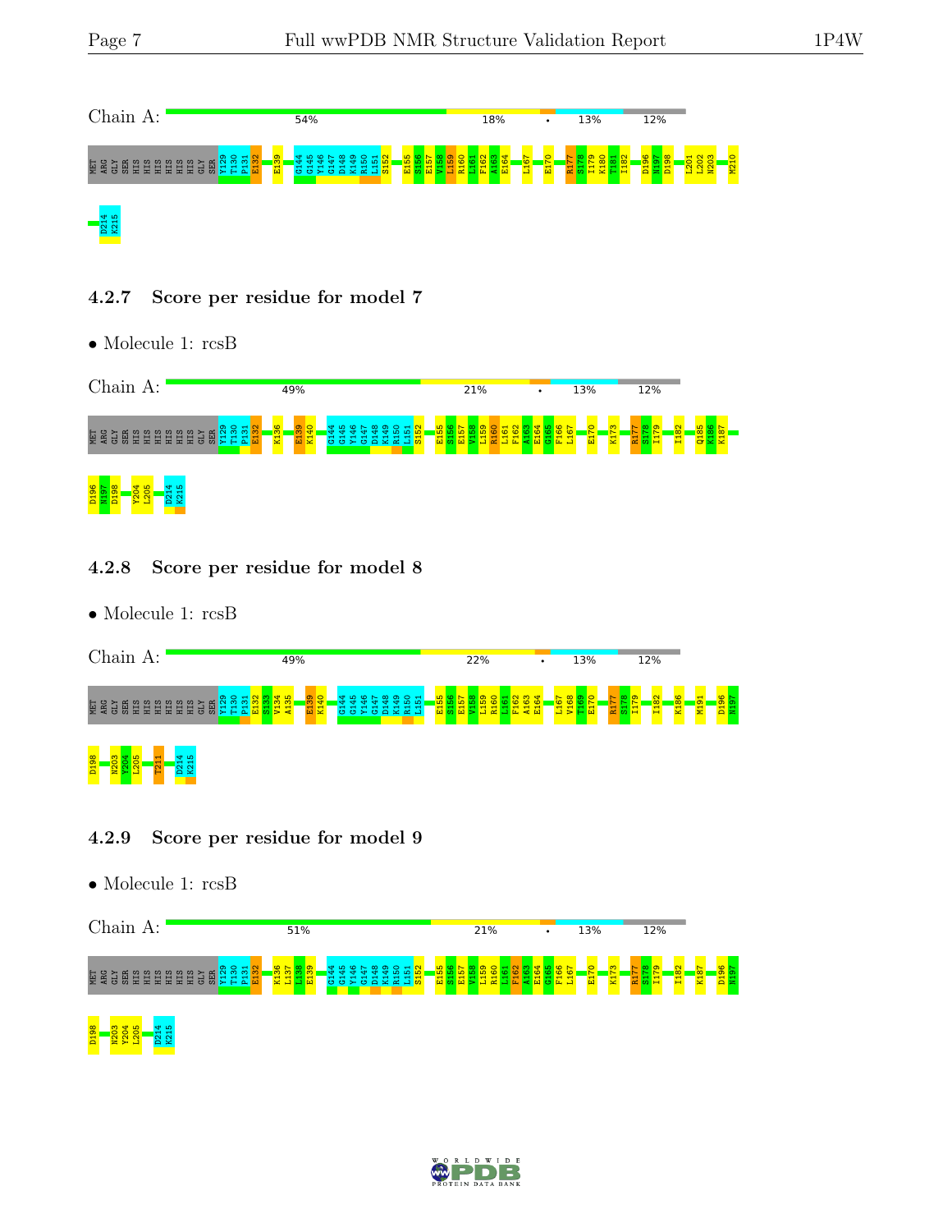Chain A: 54% | 18% | • | 13% | 12%

MET ARG GLY SER HIS HIS HIS HIS HIS HIS GLY SER Y129 T130 P131 E132 E139 G144 G145 Y146 G147 D148 K149 R150 L151 S152 E155 S156 E157 V158 L159 R160 L161 F162 A163 E64 L167 E170 R177 S178 I179 K180 T181 I182 D196 N197 D198 L201 L202 N203 M210 D214 K215

### 4.2.7 Score per residue for model 7

- Molecule 1: rcsB

Chain A: 49% | 21% | • | 13% | 12%

MET ARG GLY SER HIS HIS HIS HIS HIS HIS GLY SER Y129 T130 P131 E132 K136 E139 K140 G144 G145 Y146 G147 D148 K149 R150 L151 S152 E155 S156 E157 V158 L159 R160 L161 F162 A163 E164 G165 F166 L167 E170 K173 R177 S178 I179 I182 Q185 K186 K187 D196 N197 D198 Y204 L205 D214 K215

### 4.2.8 Score per residue for model 8

- Molecule 1: rcsB

Chain A: 49% | 22% | • | 13% | 12%

MET ARG GLY SER HIS HIS HIS HIS HIS HIS GLY SER Y129 T130 P131 E132 S133 V134 A135 E139 K140 G144 G145 Y146 G147 D148 K149 R150 L151 E155 S156 E157 V158 L159 R160 L161 F162 A163 E164 L167 V168 T169 E170 R177 S178 I179 I182 K186 M191 D196 N197 D198 N203 Y204 L205 T211 D214 K215

### 4.2.9 Score per residue for model 9

- Molecule 1: rcsB

Chain A: 51% | 21% | • | 13% | 12%

MET ARG GLY SER HIS HIS HIS HIS HIS HIS GLY SER Y129 T130 P131 E132 K136 L137 L138 E139 G144 G145 Y146 G147 D148 K149 R150 L151 S152 E155 S156 E157 V158 L159 R160 L161 F162 A163 E164 G165 F166 L167 E170 K173 R177 S178 I179 I182 K187 D196 N197 D198 N203 Y204 L205 D214 K215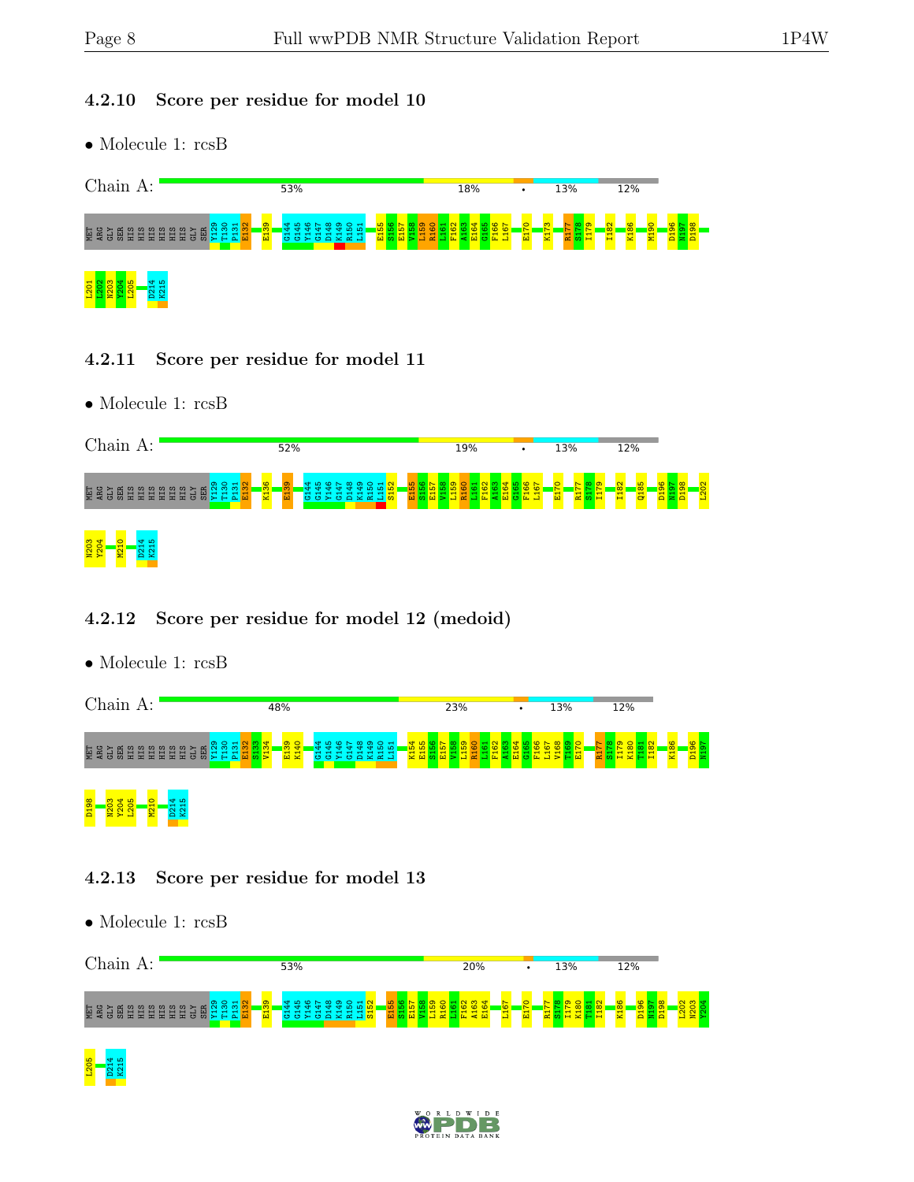### 4.2.10 Score per residue for model 10

- Molecule 1: rcsB

Chain A: 53% | 18% | • | 13% | 12%

MET ARG GLY SER HIS HIS HIS HIS HIS HIS GLY SER Y129 T130 P131 E132 E139 G144 G145 Y146 G147 D148 K149 R150 L151 E155 S156 E157 V158 L159 R160 L161 F162 A163 E164 G165 F166 L167 E170 K173 R177 S178 I179 I182 K186 M190 D196 N197 D198 L201 L202 N203 Y204 L205 D214 K215

### 4.2.11 Score per residue for model 11

- Molecule 1: rcsB

Chain A: 52% | 19% | • | 13% | 12%

MET ARG GLY SER HIS HIS HIS HIS HIS HIS GLY SER Y129 T130 P131 E132 K136 E139 G144 G145 Y146 G147 D148 K149 R150 L151 S152 E155 S156 E157 V158 L159 R160 L161 F162 A163 E164 G165 F166 L167 E170 R177 S178 I179 I182 Q185 D196 N197 D198 L202 N203 Y204 M210 D214 K215

### 4.2.12 Score per residue for model 12 (medoid)

- Molecule 1: rcsB

Chain A: 48% | 23% | • | 13% | 12%

MET ARG GLY SER HIS HIS HIS HIS HIS HIS GLY SER Y129 T130 P131 E132 S133 V134 E139 K140 G144 G145 Y146 G147 D148 K149 R150 L151 K154 E155 S156 E157 V158 L159 R160 L161 F162 A163 E164 G165 F166 L167 V168 T169 E170 R177 S178 I179 K180 T181 I182 K186 D196 N197 D198 N203 Y204 L205 M210 D214 K215

### 4.2.13 Score per residue for model 13

- Molecule 1: rcsB

Chain A: 53% | 20% | • | 13% | 12%

MET ARG GLY SER HIS HIS HIS HIS HIS HIS GLY SER Y129 T130 P131 E132 E139 G144 G145 Y146 G147 D148 K149 R150 L151 S152 E155 S156 E157 V158 L159 R160 L161 F162 A163 E164 L167 E170 R177 S178 I179 K180 T181 I182 K186 D196 N197 D198 L202 N203 Y204 L205 D214 K215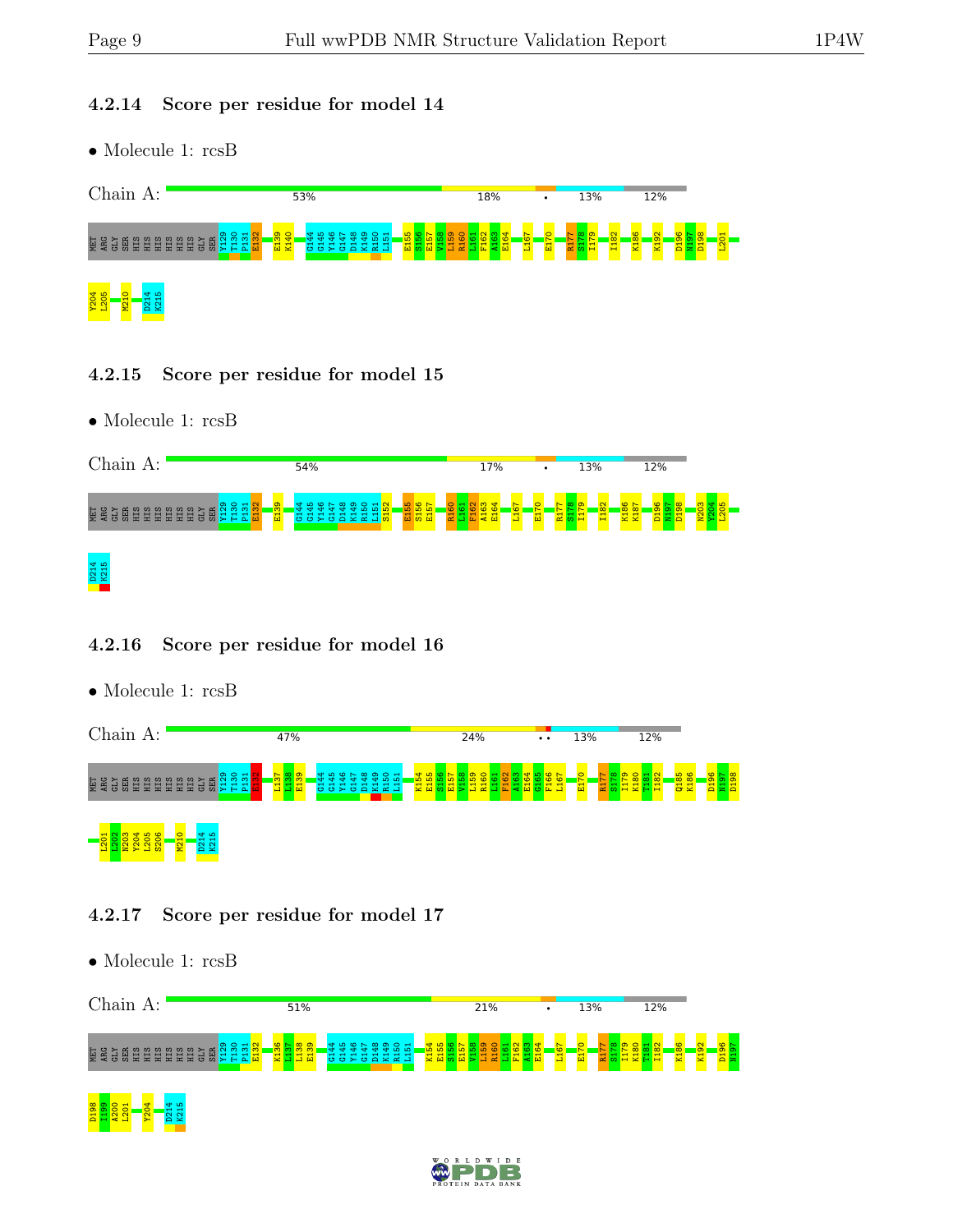### 4.2.14 Score per residue for model 14

• Molecule 1: rcsB

Chain A: 53% | 18% | • | 13% | 12%

MET ARG GLY SER HIS HIS HIS HIS HIS HIS GLY SER Y129 T130 P131 E132 E139 K140 G144 G145 Y146 G147 D148 K149 R150 L151 E155 S156 E157 V158 L159 R160 L161 F162 A163 E164 L167 E170 R177 S178 I179 I182 K186 K192 D196 N197 D198 L201 Y204 L205 M210 D214 K215

### 4.2.15 Score per residue for model 15

• Molecule 1: rcsB

Chain A: 54% | 17% | • | 13% | 12%

MET ARG GLY SER HIS HIS HIS HIS HIS HIS GLY SER Y129 T130 P131 E132 E139 G144 G145 Y146 G147 D148 K149 R150 L151 S152 E155 S156 E157 R160 L161 F162 A163 E164 L167 E170 R177 S178 I179 I182 K186 K187 D196 N197 D198 N203 Y204 L205 D214 K215

### 4.2.16 Score per residue for model 16

• Molecule 1: rcsB

Chain A: 47% | 24% | •• | 13% | 12%

MET ARG GLY SER HIS HIS HIS HIS HIS HIS GLY SER Y129 T130 P131 E132 L137 L138 E139 G144 G145 Y146 G147 D148 K149 R150 L151 K154 E155 S156 E157 V158 L159 R160 L161 F162 A163 E164 G165 F166 L167 E170 R177 S178 I179 K180 T181 I182 Q185 K186 D196 N197 D198 L201 L202 N203 Y204 L205 S206 M210 D214 K215

### 4.2.17 Score per residue for model 17

• Molecule 1: rcsB

Chain A: 51% | 21% | • | 13% | 12%

MET ARG GLY SER HIS HIS HIS HIS HIS HIS GLY SER Y129 T130 P131 E132 K136 L137 L138 E139 G144 G145 Y146 G147 D148 K149 R150 L151 K154 E155 S156 E157 V158 L159 R160 L161 F162 A163 E164 L167 E170 R177 S178 I179 K180 T181 I182 K186 K192 D196 N197 D198 I199 A200 L201 Y204 D214 K215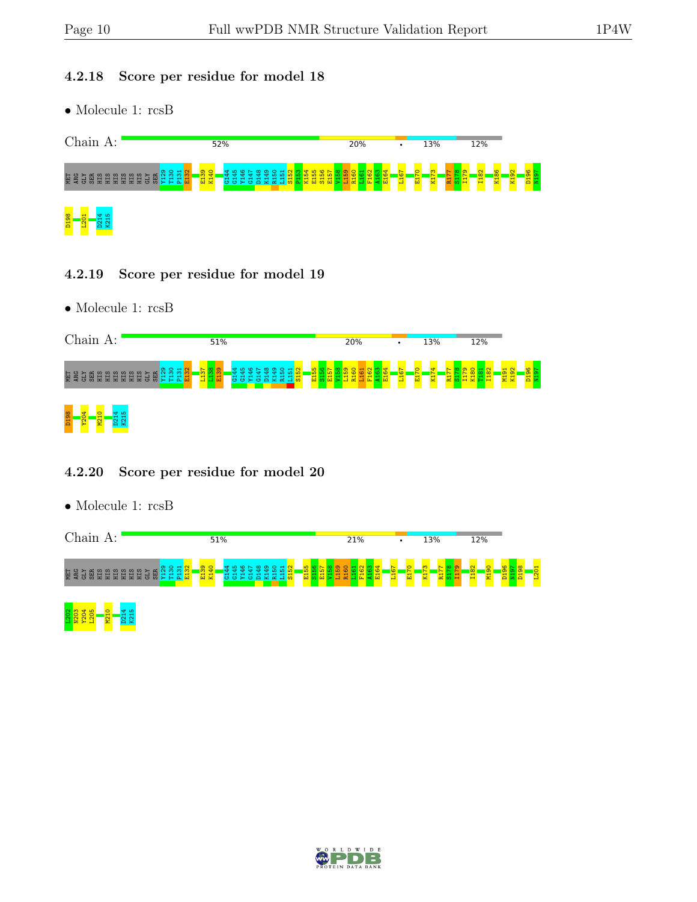### 4.2.18 Score per residue for model 18

- Molecule 1: rcsB

Chain A: 52% | 20% | • | 13% | 12%

MET ARG GLY SER HIS HIS HIS HIS HIS HIS GLY SER Y129 T130 P131 E132 E139 K140 G144 G145 Y146 G147 D148 K149 R150 L151 S152 P153 K154 E155 S156 E157 V158 L159 R160 L161 F162 A163 E164 L167 E170 K173 R177 S178 I179 I182 K186 K192 D196 N197 D198 L201 D214 K215

### 4.2.19 Score per residue for model 19

- Molecule 1: rcsB

Chain A: 51% | 20% | • | 13% | 12%

MET ARG GLY SER HIS HIS HIS HIS HIS HIS GLY SER Y129 T130 P131 E132 L137 L138 E139 G144 G145 Y146 G147 D148 K149 R150 L151 S152 E155 S156 E157 V158 L159 R160 L161 F162 A163 E164 L167 E170 K174 R177 S178 I179 K180 T181 I182 M191 K192 D196 N197 D198 Y204 M210 D214 K215

### 4.2.20 Score per residue for model 20

- Molecule 1: rcsB

Chain A: 51% | 21% | • | 13% | 12%

MET ARG GLY SER HIS HIS HIS HIS HIS HIS GLY SER Y129 T130 P131 E132 E139 K140 G144 G145 Y146 G147 D148 K149 R150 L151 S152 E155 S156 E157 V158 L159 R160 L161 F162 A163 E164 L167 E170 K173 R177 S178 I179 I182 M190 D196 N197 D198 L201 L202 N203 Y204 L205 M210 D214 K215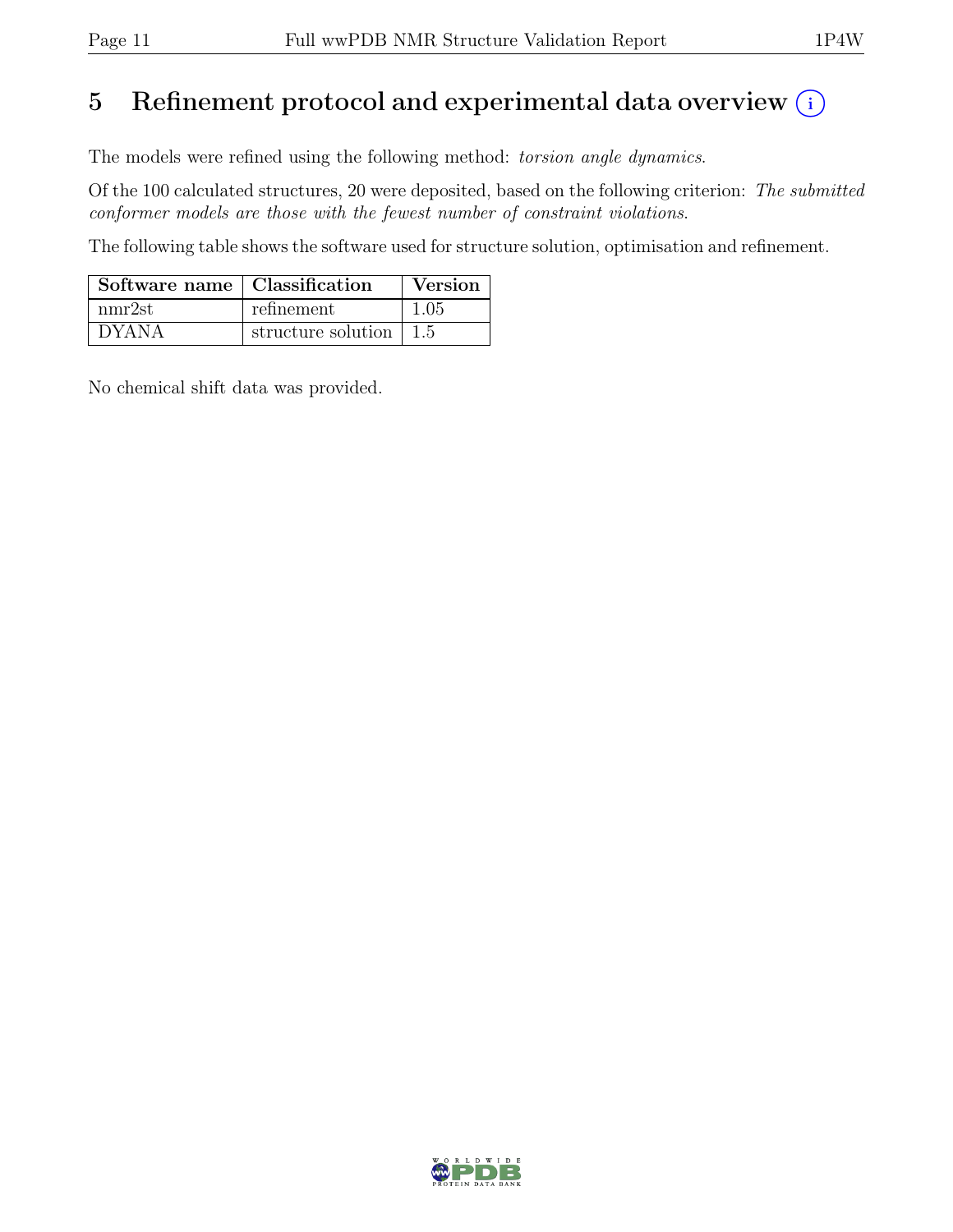# 5 Refinement protocol and experimental data overview

The models were refined using the following method: *torsion angle dynamics*.

Of the 100 calculated structures, 20 were deposited, based on the following criterion: *The submitted conformer models are those with the fewest number of constraint violations*.

The following table shows the software used for structure solution, optimisation and refinement.

| Software name | Classification | Version |
|---|---|---|
| nmr2st | refinement | 1.05 |
| DYANA | structure solution | 1.5 |

No chemical shift data was provided.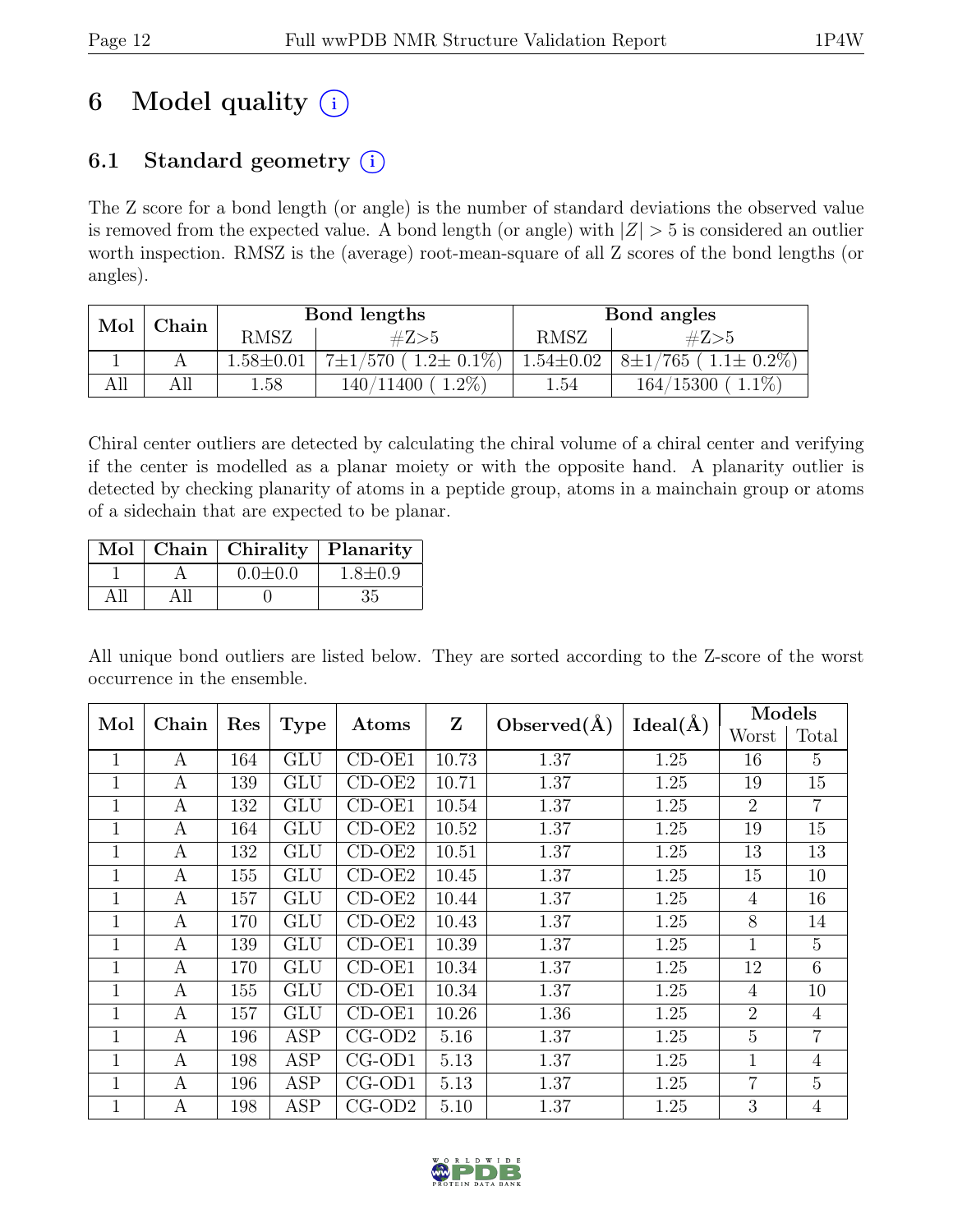# 6 Model quality (i)

## 6.1 Standard geometry (i)

The Z score for a bond length (or angle) is the number of standard deviations the observed value is removed from the expected value. A bond length (or angle) with $|Z| > 5$ is considered an outlier worth inspection. RMSZ is the (average) root-mean-square of all Z scores of the bond lengths (or angles).

| Mol | Chain | Bond lengths | | Bond angles | |
|---|---|---|---|---|---|
| | | RMSZ | #Z>5 | RMSZ | #Z>5 |
| 1 | A | 1.58±0.01 | 7±1/570 ( 1.2± 0.1%) | 1.54±0.02 | 8±1/765 ( 1.1± 0.2%) |
| All | All | 1.58 | 140/11400 ( 1.2%) | 1.54 | 164/15300 ( 1.1%) |

Chiral center outliers are detected by calculating the chiral volume of a chiral center and verifying if the center is modelled as a planar moiety or with the opposite hand. A planarity outlier is detected by checking planarity of atoms in a peptide group, atoms in a mainchain group or atoms of a sidechain that are expected to be planar.

| Mol | Chain | Chirality | Planarity |
|---|---|---|---|
| 1 | A | 0.0±0.0 | 1.8±0.9 |
| All | All | 0 | 35 |

All unique bond outliers are listed below. They are sorted according to the Z-score of the worst occurrence in the ensemble.

| Mol | Chain | Res | Type | Atoms | Z | Observed(Å) | Ideal(Å) | Models | |
|---|---|---|---|---|---|---|---|---|---|
| | | | | | | | | Worst | Total |
| 1 | A | 164 | GLU | CD-OE1 | 10.73 | 1.37 | 1.25 | 16 | 5 |
| 1 | A | 139 | GLU | CD-OE2 | 10.71 | 1.37 | 1.25 | 19 | 15 |
| 1 | A | 132 | GLU | CD-OE1 | 10.54 | 1.37 | 1.25 | 2 | 7 |
| 1 | A | 164 | GLU | CD-OE2 | 10.52 | 1.37 | 1.25 | 19 | 15 |
| 1 | A | 132 | GLU | CD-OE2 | 10.51 | 1.37 | 1.25 | 13 | 13 |
| 1 | A | 155 | GLU | CD-OE2 | 10.45 | 1.37 | 1.25 | 15 | 10 |
| 1 | A | 157 | GLU | CD-OE2 | 10.44 | 1.37 | 1.25 | 4 | 16 |
| 1 | A | 170 | GLU | CD-OE2 | 10.43 | 1.37 | 1.25 | 8 | 14 |
| 1 | A | 139 | GLU | CD-OE1 | 10.39 | 1.37 | 1.25 | 1 | 5 |
| 1 | A | 170 | GLU | CD-OE1 | 10.34 | 1.37 | 1.25 | 12 | 6 |
| 1 | A | 155 | GLU | CD-OE1 | 10.34 | 1.37 | 1.25 | 4 | 10 |
| 1 | A | 157 | GLU | CD-OE1 | 10.26 | 1.36 | 1.25 | 2 | 4 |
| 1 | A | 196 | ASP | CG-OD2 | 5.16 | 1.37 | 1.25 | 5 | 7 |
| 1 | A | 198 | ASP | CG-OD1 | 5.13 | 1.37 | 1.25 | 1 | 4 |
| 1 | A | 196 | ASP | CG-OD1 | 5.13 | 1.37 | 1.25 | 7 | 5 |
| 1 | A | 198 | ASP | CG-OD2 | 5.10 | 1.37 | 1.25 | 3 | 4 |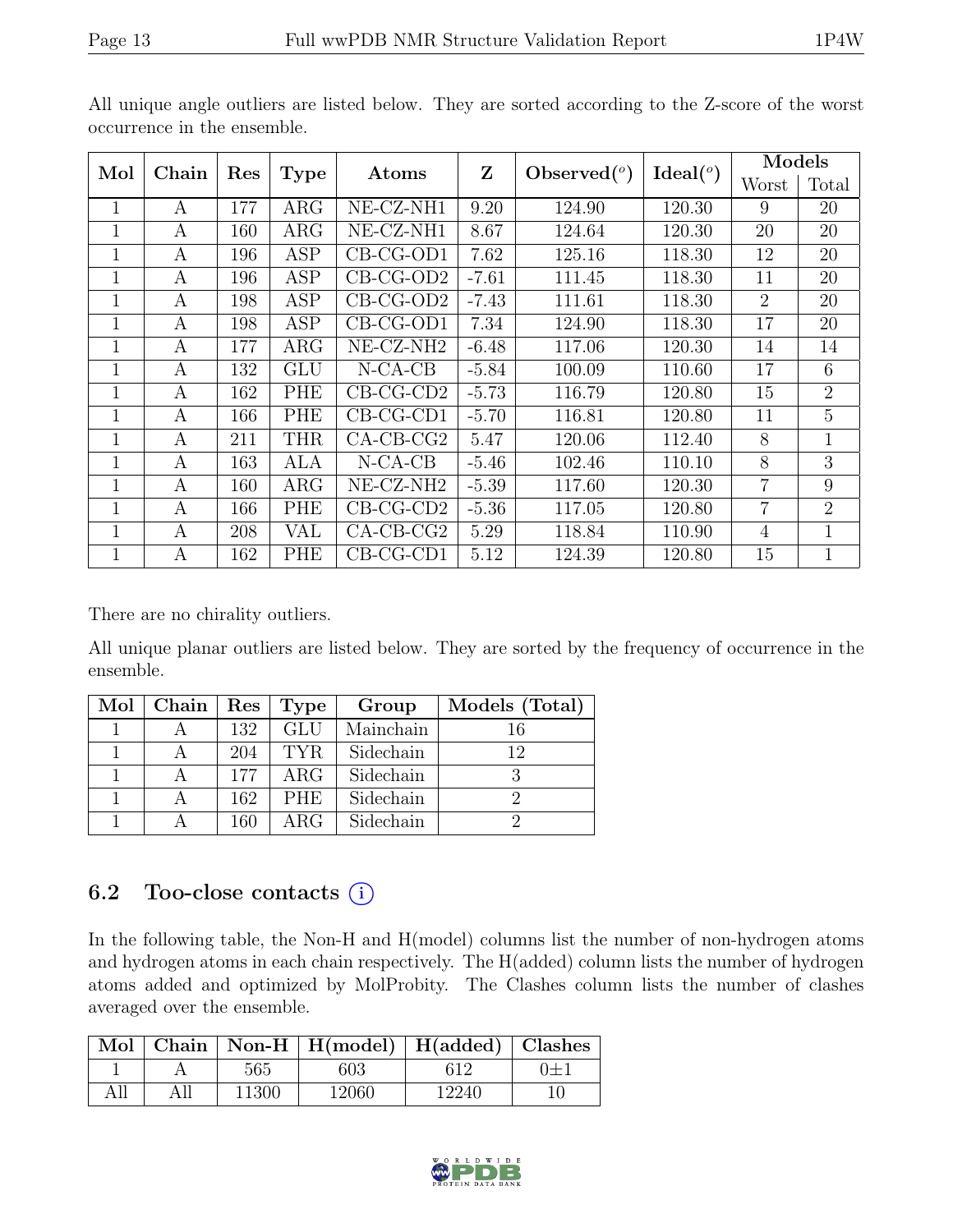All unique angle outliers are listed below. They are sorted according to the Z-score of the worst occurrence in the ensemble.

| Mol | Chain | Res | Type | Atoms | Z | Observed(°) | Ideal(°) | Models | |
|---|---|---|---|---|---|---|---|---|---|
| | | | | | | | | Worst | Total |
| 1 | A | 177 | ARG | NE-CZ-NH1 | 9.20 | 124.90 | 120.30 | 9 | 20 |
| 1 | A | 160 | ARG | NE-CZ-NH1 | 8.67 | 124.64 | 120.30 | 20 | 20 |
| 1 | A | 196 | ASP | CB-CG-OD1 | 7.62 | 125.16 | 118.30 | 12 | 20 |
| 1 | A | 196 | ASP | CB-CG-OD2 | -7.61 | 111.45 | 118.30 | 11 | 20 |
| 1 | A | 198 | ASP | CB-CG-OD2 | -7.43 | 111.61 | 118.30 | 2 | 20 |
| 1 | A | 198 | ASP | CB-CG-OD1 | 7.34 | 124.90 | 118.30 | 17 | 20 |
| 1 | A | 177 | ARG | NE-CZ-NH2 | -6.48 | 117.06 | 120.30 | 14 | 14 |
| 1 | A | 132 | GLU | N-CA-CB | -5.84 | 100.09 | 110.60 | 17 | 6 |
| 1 | A | 162 | PHE | CB-CG-CD2 | -5.73 | 116.79 | 120.80 | 15 | 2 |
| 1 | A | 166 | PHE | CB-CG-CD1 | -5.70 | 116.81 | 120.80 | 11 | 5 |
| 1 | A | 211 | THR | CA-CB-CG2 | 5.47 | 120.06 | 112.40 | 8 | 1 |
| 1 | A | 163 | ALA | N-CA-CB | -5.46 | 102.46 | 110.10 | 8 | 3 |
| 1 | A | 160 | ARG | NE-CZ-NH2 | -5.39 | 117.60 | 120.30 | 7 | 9 |
| 1 | A | 166 | PHE | CB-CG-CD2 | -5.36 | 117.05 | 120.80 | 7 | 2 |
| 1 | A | 208 | VAL | CA-CB-CG2 | 5.29 | 118.84 | 110.90 | 4 | 1 |
| 1 | A | 162 | PHE | CB-CG-CD1 | 5.12 | 124.39 | 120.80 | 15 | 1 |

There are no chirality outliers.

All unique planar outliers are listed below. They are sorted by the frequency of occurrence in the ensemble.

| Mol | Chain | Res | Type | Group | Models (Total) |
|---|---|---|---|---|---|
| 1 | A | 132 | GLU | Mainchain | 16 |
| 1 | A | 204 | TYR | Sidechain | 12 |
| 1 | A | 177 | ARG | Sidechain | 3 |
| 1 | A | 162 | PHE | Sidechain | 2 |
| 1 | A | 160 | ARG | Sidechain | 2 |

## 6.2 Too-close contacts (i)

In the following table, the Non-H and H(model) columns list the number of non-hydrogen atoms and hydrogen atoms in each chain respectively. The H(added) column lists the number of hydrogen atoms added and optimized by MolProbity. The Clashes column lists the number of clashes averaged over the ensemble.

| Mol | Chain | Non-H | H(model) | H(added) | Clashes |
|---|---|---|---|---|---|
| 1 | A | 565 | 603 | 612 | 0±1 |
| All | All | 11300 | 12060 | 12240 | 10 |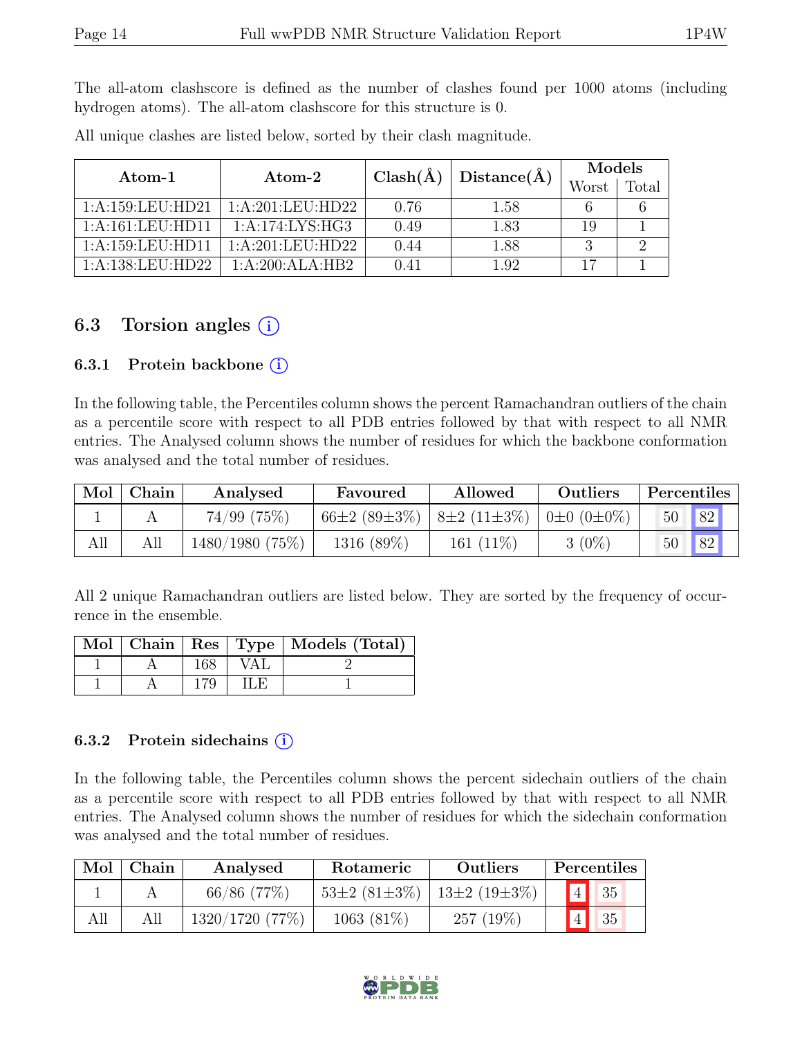The all-atom clashscore is defined as the number of clashes found per 1000 atoms (including hydrogen atoms). The all-atom clashscore for this structure is 0.

All unique clashes are listed below, sorted by their clash magnitude.

| Atom-1 | Atom-2 | Clash(Å) | Distance(Å) | Models | |
|---|---|---|---|---|---|
| | | | | Worst | Total |
| 1:A:159:LEU:HD21 | 1:A:201:LEU:HD22 | 0.76 | 1.58 | 6 | 6 |
| 1:A:161:LEU:HD11 | 1:A:174:LYS:HG3 | 0.49 | 1.83 | 19 | 1 |
| 1:A:159:LEU:HD11 | 1:A:201:LEU:HD22 | 0.44 | 1.88 | 3 | 2 |
| 1:A:138:LEU:HD22 | 1:A:200:ALA:HB2 | 0.41 | 1.92 | 17 | 1 |

## 6.3 Torsion angles

### 6.3.1 Protein backbone

In the following table, the Percentiles column shows the percent Ramachandran outliers of the chain as a percentile score with respect to all PDB entries followed by that with respect to all NMR entries. The Analysed column shows the number of residues for which the backbone conformation was analysed and the total number of residues.

| Mol | Chain | Analysed | Favoured | Allowed | Outliers | Percentiles | |
|---|---|---|---|---|---|---|---|
| 1 | A | 74/99 (75%) | 66±2 (89±3%) | 8±2 (11±3%) | 0±0 (0±0%) | 50 | 82 |
| All | All | 1480/1980 (75%) | 1316 (89%) | 161 (11%) | 3 (0%) | 50 | 82 |

All 2 unique Ramachandran outliers are listed below. They are sorted by the frequency of occurrence in the ensemble.

| Mol | Chain | Res | Type | Models (Total) |
|---|---|---|---|---|
| 1 | A | 168 | VAL | 2 |
| 1 | A | 179 | ILE | 1 |

### 6.3.2 Protein sidechains

In the following table, the Percentiles column shows the percent sidechain outliers of the chain as a percentile score with respect to all PDB entries followed by that with respect to all NMR entries. The Analysed column shows the number of residues for which the sidechain conformation was analysed and the total number of residues.

| Mol | Chain | Analysed | Rotameric | Outliers | Percentiles | |
|---|---|---|---|---|---|---|
| 1 | A | 66/86 (77%) | 53±2 (81±3%) | 13±2 (19±3%) | 4 | 35 |
| All | All | 1320/1720 (77%) | 1063 (81%) | 257 (19%) | 4 | 35 |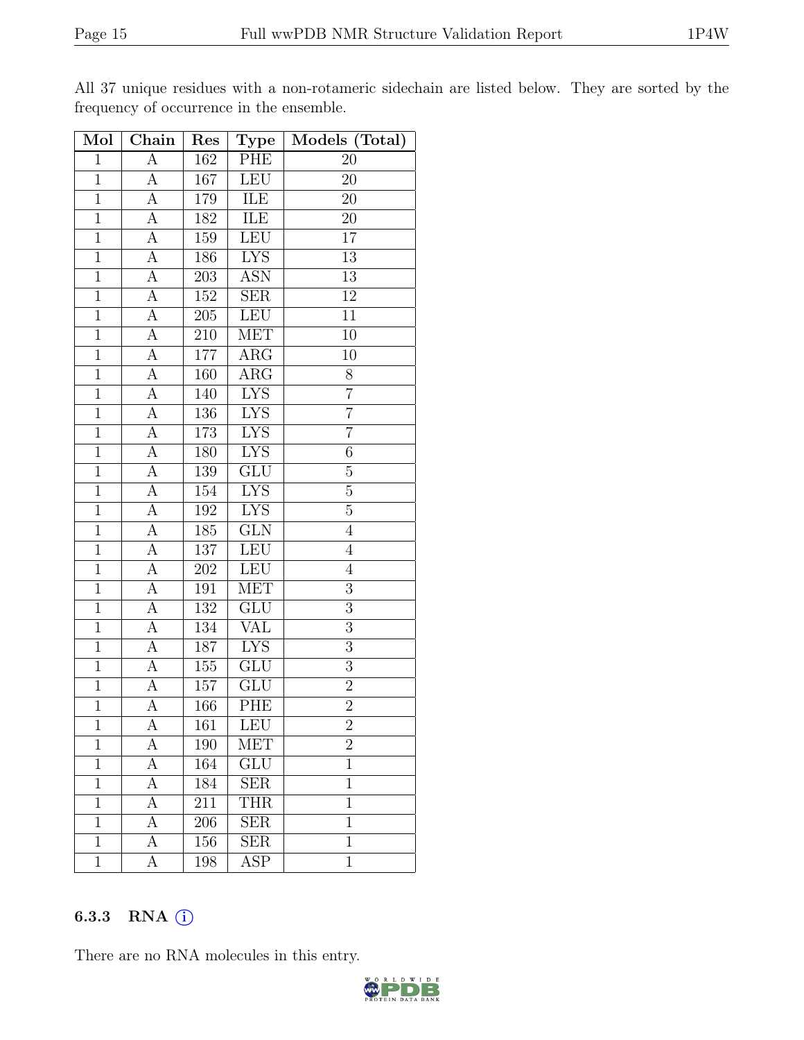All 37 unique residues with a non-rotameric sidechain are listed below. They are sorted by the frequency of occurrence in the ensemble.

| Mol | Chain | Res | Type | Models (Total) |
|---|---|---|---|---|
| 1 | A | 162 | PHE | 20 |
| 1 | A | 167 | LEU | 20 |
| 1 | A | 179 | ILE | 20 |
| 1 | A | 182 | ILE | 20 |
| 1 | A | 159 | LEU | 17 |
| 1 | A | 186 | LYS | 13 |
| 1 | A | 203 | ASN | 13 |
| 1 | A | 152 | SER | 12 |
| 1 | A | 205 | LEU | 11 |
| 1 | A | 210 | MET | 10 |
| 1 | A | 177 | ARG | 10 |
| 1 | A | 160 | ARG | 8 |
| 1 | A | 140 | LYS | 7 |
| 1 | A | 136 | LYS | 7 |
| 1 | A | 173 | LYS | 7 |
| 1 | A | 180 | LYS | 6 |
| 1 | A | 139 | GLU | 5 |
| 1 | A | 154 | LYS | 5 |
| 1 | A | 192 | LYS | 5 |
| 1 | A | 185 | GLN | 4 |
| 1 | A | 137 | LEU | 4 |
| 1 | A | 202 | LEU | 4 |
| 1 | A | 191 | MET | 3 |
| 1 | A | 132 | GLU | 3 |
| 1 | A | 134 | VAL | 3 |
| 1 | A | 187 | LYS | 3 |
| 1 | A | 155 | GLU | 3 |
| 1 | A | 157 | GLU | 2 |
| 1 | A | 166 | PHE | 2 |
| 1 | A | 161 | LEU | 2 |
| 1 | A | 190 | MET | 2 |
| 1 | A | 164 | GLU | 1 |
| 1 | A | 184 | SER | 1 |
| 1 | A | 211 | THR | 1 |
| 1 | A | 206 | SER | 1 |
| 1 | A | 156 | SER | 1 |
| 1 | A | 198 | ASP | 1 |

### 6.3.3 RNA

There are no RNA molecules in this entry.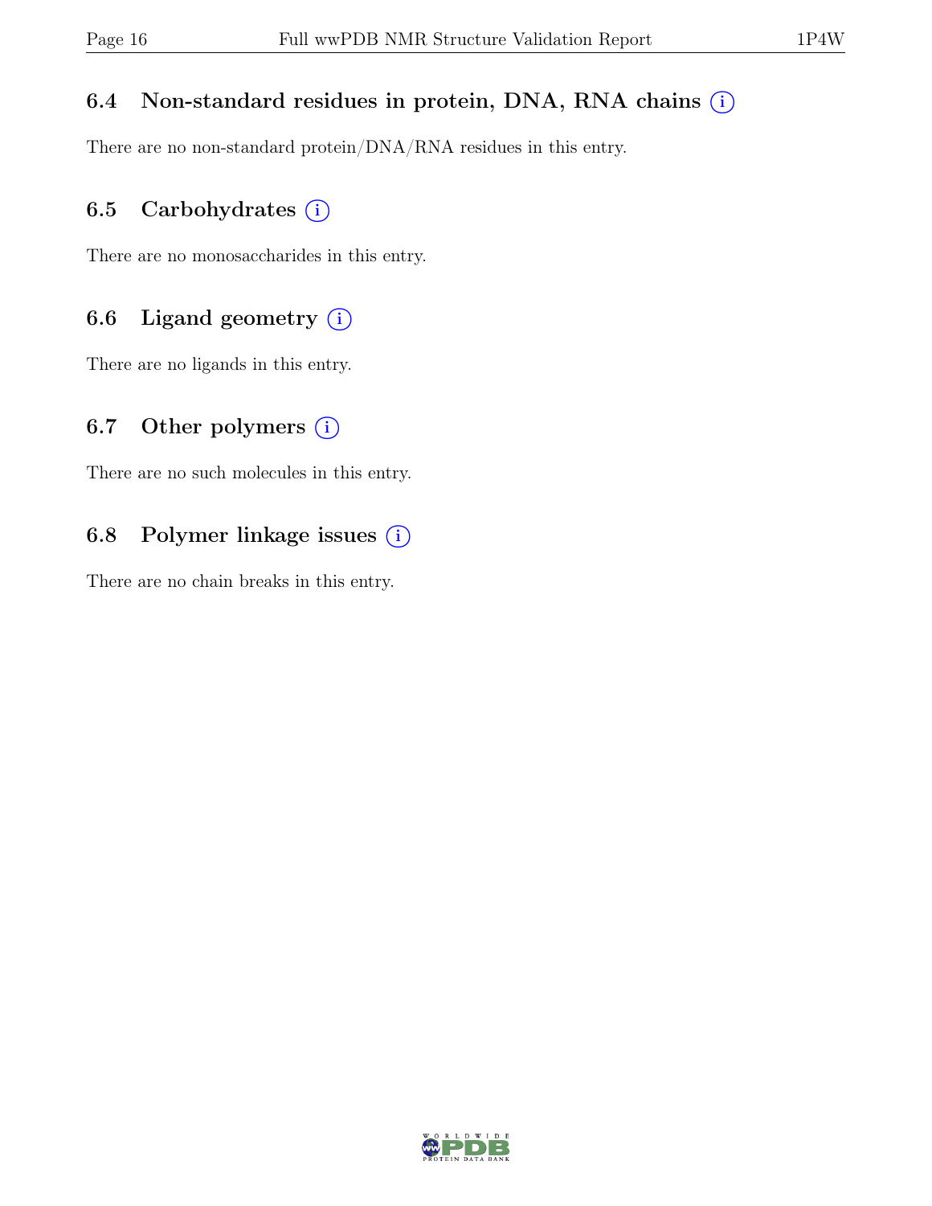### 6.4 Non-standard residues in protein, DNA, RNA chains (i)

There are no non-standard protein/DNA/RNA residues in this entry.

### 6.5 Carbohydrates (i)

There are no monosaccharides in this entry.

### 6.6 Ligand geometry (i)

There are no ligands in this entry.

### 6.7 Other polymers (i)

There are no such molecules in this entry.

### 6.8 Polymer linkage issues (i)

There are no chain breaks in this entry.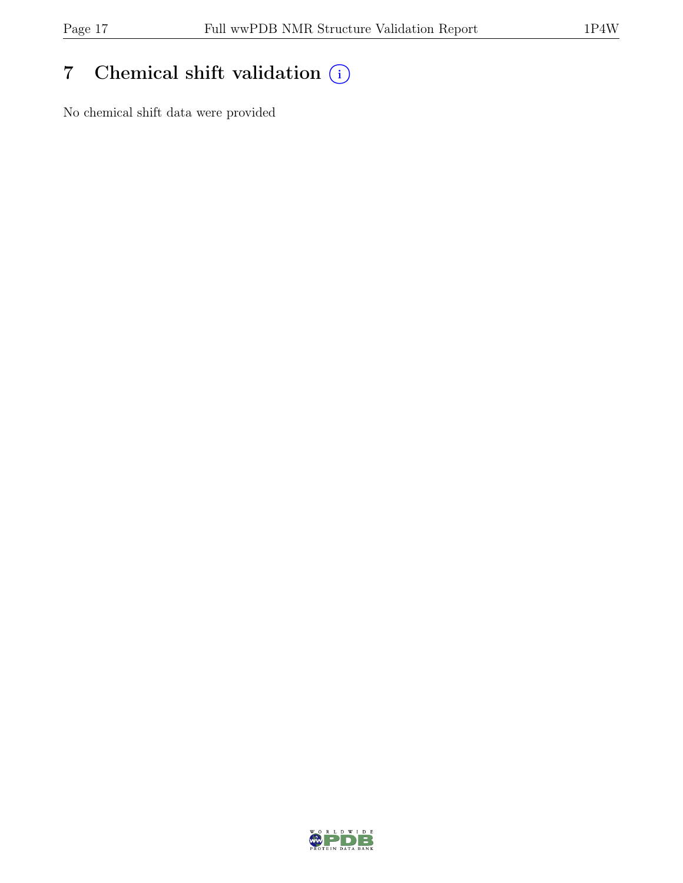# 7 Chemical shift validation

No chemical shift data were provided